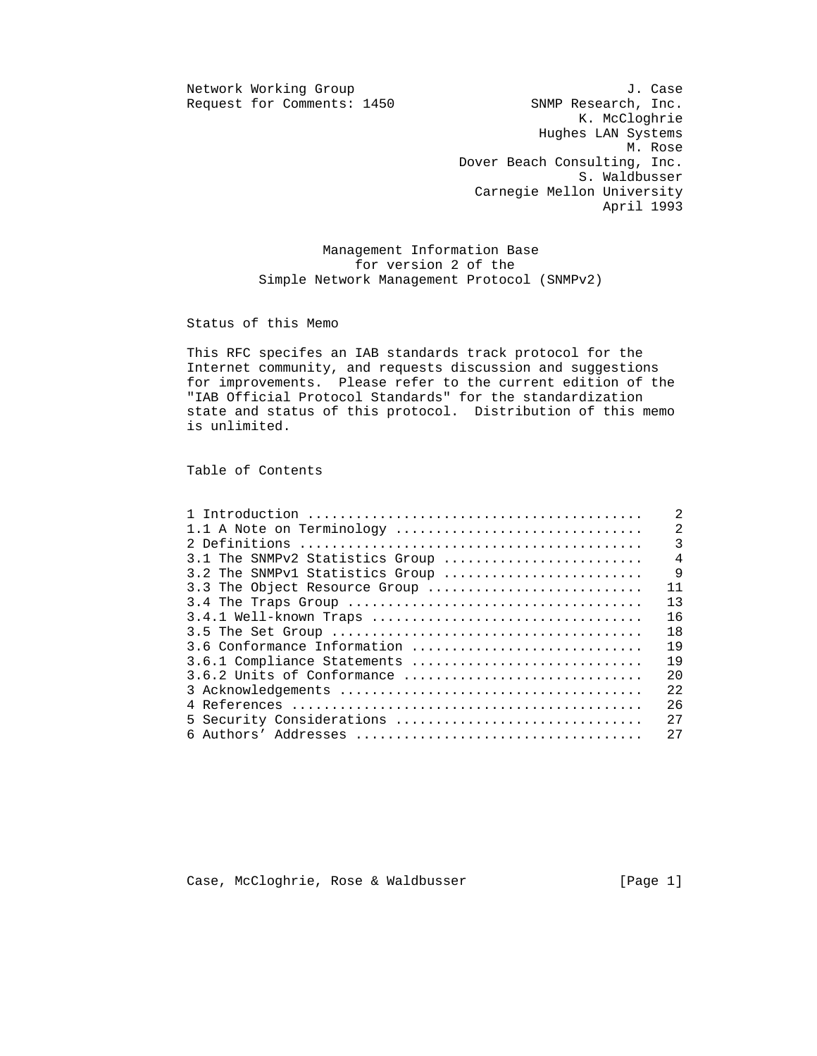Network Working Group                                          J. Case
Request for Comments: 1450                         SNMP Research, Inc.
                                                         K. McCloghrie
                                                    Hughes LAN Systems
                                                               M. Rose
                                          Dover Beach Consulting, Inc.
                                                         S. Waldbusser
                                            Carnegie Mellon University
                                                            April 1993

# Management Information Base for version 2 of the Simple Network Management Protocol (SNMPv2)

## Status of this Memo

This RFC specifes an IAB standards track protocol for the Internet community, and requests discussion and suggestions for improvements. Please refer to the current edition of the "IAB Official Protocol Standards" for the standardization state and status of this protocol. Distribution of this memo is unlimited.

## Table of Contents

| Section | Page |
| --- | --- |
| 1 Introduction | 2 |
| 1.1 A Note on Terminology | 2 |
| 2 Definitions | 3 |
| 3.1 The SNMPv2 Statistics Group | 4 |
| 3.2 The SNMPv1 Statistics Group | 9 |
| 3.3 The Object Resource Group | 11 |
| 3.4 The Traps Group | 13 |
| 3.4.1 Well-known Traps | 16 |
| 3.5 The Set Group | 18 |
| 3.6 Conformance Information | 19 |
| 3.6.1 Compliance Statements | 19 |
| 3.6.2 Units of Conformance | 20 |
| 3 Acknowledgements | 22 |
| 4 References | 26 |
| 5 Security Considerations | 27 |
| 6 Authors' Addresses | 27 |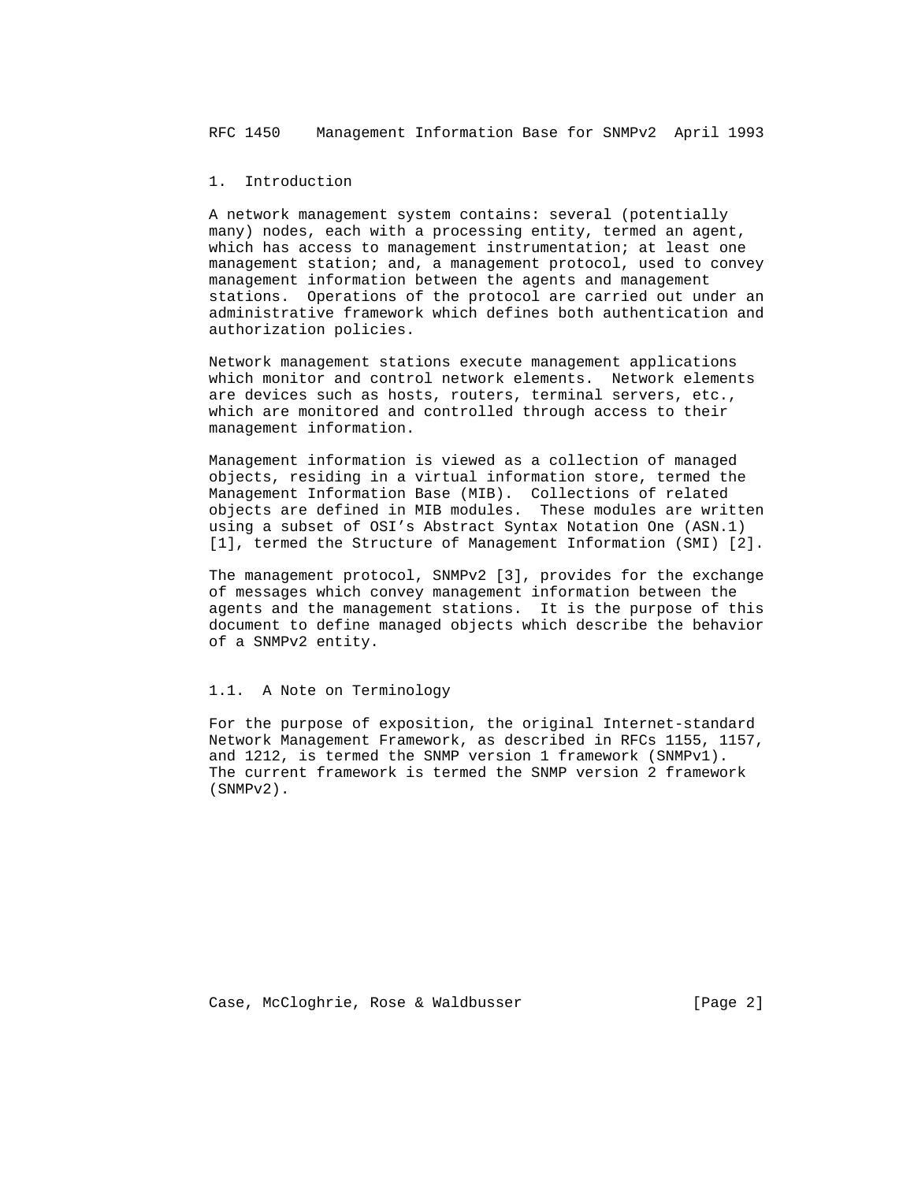# 1. Introduction

A network management system contains: several (potentially many) nodes, each with a processing entity, termed an agent, which has access to management instrumentation; at least one management station; and, a management protocol, used to convey management information between the agents and management stations. Operations of the protocol are carried out under an administrative framework which defines both authentication and authorization policies.

Network management stations execute management applications which monitor and control network elements. Network elements are devices such as hosts, routers, terminal servers, etc., which are monitored and controlled through access to their management information.

Management information is viewed as a collection of managed objects, residing in a virtual information store, termed the Management Information Base (MIB). Collections of related objects are defined in MIB modules. These modules are written using a subset of OSI's Abstract Syntax Notation One (ASN.1) [1], termed the Structure of Management Information (SMI) [2].

The management protocol, SNMPv2 [3], provides for the exchange of messages which convey management information between the agents and the management stations. It is the purpose of this document to define managed objects which describe the behavior of a SNMPv2 entity.

## 1.1. A Note on Terminology

For the purpose of exposition, the original Internet-standard Network Management Framework, as described in RFCs 1155, 1157, and 1212, is termed the SNMP version 1 framework (SNMPv1). The current framework is termed the SNMP version 2 framework (SNMPv2).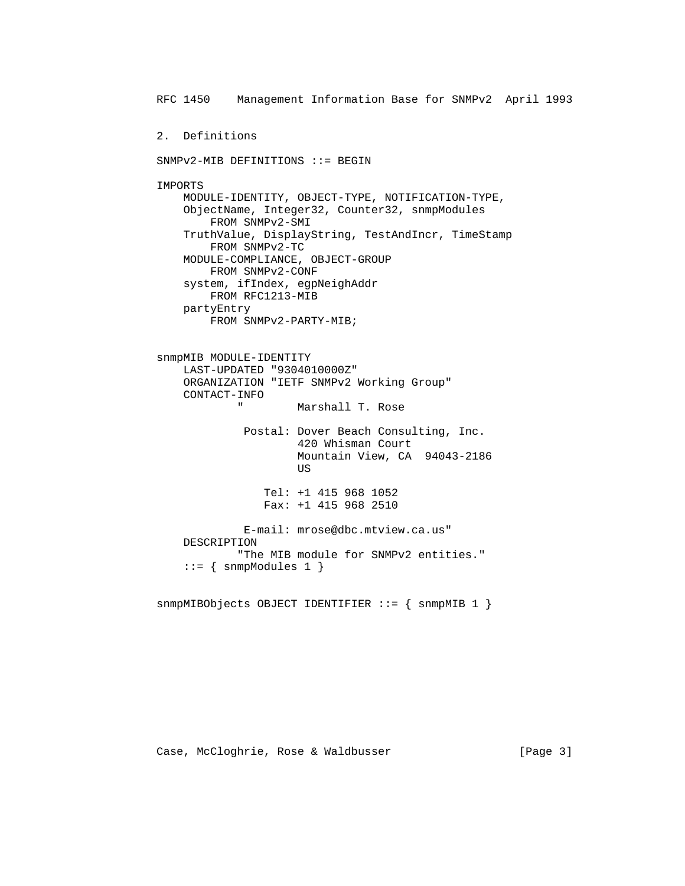## 2. Definitions

```
SNMPv2-MIB DEFINITIONS ::= BEGIN

IMPORTS
    MODULE-IDENTITY, OBJECT-TYPE, NOTIFICATION-TYPE,
    ObjectName, Integer32, Counter32, snmpModules
        FROM SNMPv2-SMI
    TruthValue, DisplayString, TestAndIncr, TimeStamp
        FROM SNMPv2-TC
    MODULE-COMPLIANCE, OBJECT-GROUP
        FROM SNMPv2-CONF
    system, ifIndex, egpNeighAddr
        FROM RFC1213-MIB
    partyEntry
        FROM SNMPv2-PARTY-MIB;


snmpMIB MODULE-IDENTITY
    LAST-UPDATED "9304010000Z"
    ORGANIZATION "IETF SNMPv2 Working Group"
    CONTACT-INFO
            "        Marshall T. Rose

             Postal: Dover Beach Consulting, Inc.
                     420 Whisman Court
                     Mountain View, CA  94043-2186
                     US

                Tel: +1 415 968 1052
                Fax: +1 415 968 2510

             E-mail: mrose@dbc.mtview.ca.us"
    DESCRIPTION
            "The MIB module for SNMPv2 entities."
    ::= { snmpModules 1 }


snmpMIBObjects OBJECT IDENTIFIER ::= { snmpMIB 1 }
```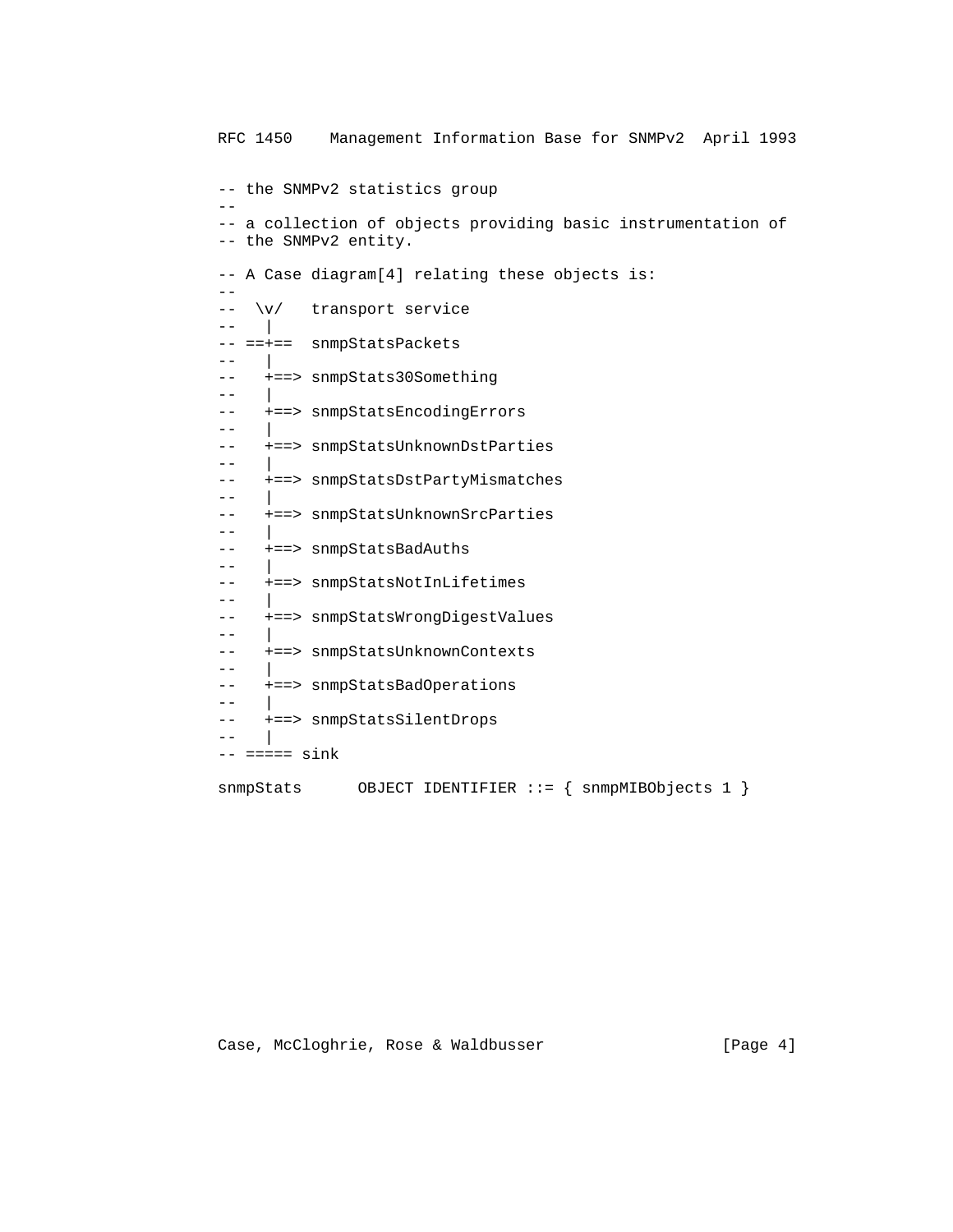```
-- the SNMPv2 statistics group
--
-- a collection of objects providing basic instrumentation of
-- the SNMPv2 entity.

-- A Case diagram[4] relating these objects is:
--
--  \v/   transport service
--   |
-- ==+==  snmpStatsPackets
--   |
--   +==> snmpStats30Something
--   |
--   +==> snmpStatsEncodingErrors
--   |
--   +==> snmpStatsUnknownDstParties
--   |
--   +==> snmpStatsDstPartyMismatches
--   |
--   +==> snmpStatsUnknownSrcParties
--   |
--   +==> snmpStatsBadAuths
--   |
--   +==> snmpStatsNotInLifetimes
--   |
--   +==> snmpStatsWrongDigestValues
--   |
--   +==> snmpStatsUnknownContexts
--   |
--   +==> snmpStatsBadOperations
--   |
--   +==> snmpStatsSilentDrops
--   |
-- ===== sink

snmpStats      OBJECT IDENTIFIER ::= { snmpMIBObjects 1 }
```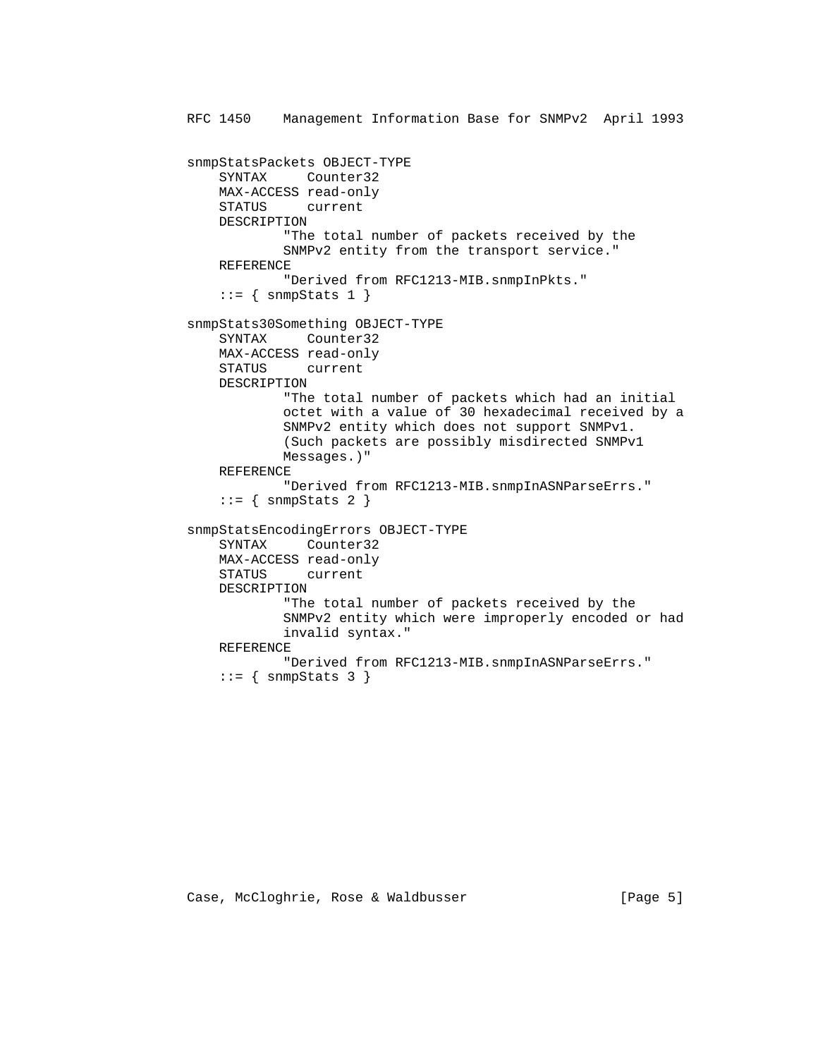```
snmpStatsPackets OBJECT-TYPE
    SYNTAX     Counter32
    MAX-ACCESS read-only
    STATUS     current
    DESCRIPTION
            "The total number of packets received by the
            SNMPv2 entity from the transport service."
    REFERENCE
            "Derived from RFC1213-MIB.snmpInPkts."
    ::= { snmpStats 1 }

snmpStats30Something OBJECT-TYPE
    SYNTAX     Counter32
    MAX-ACCESS read-only
    STATUS     current
    DESCRIPTION
            "The total number of packets which had an initial
            octet with a value of 30 hexadecimal received by a
            SNMPv2 entity which does not support SNMPv1.
            (Such packets are possibly misdirected SNMPv1
            Messages.)"
    REFERENCE
            "Derived from RFC1213-MIB.snmpInASNParseErrs."
    ::= { snmpStats 2 }

snmpStatsEncodingErrors OBJECT-TYPE
    SYNTAX     Counter32
    MAX-ACCESS read-only
    STATUS     current
    DESCRIPTION
            "The total number of packets received by the
            SNMPv2 entity which were improperly encoded or had
            invalid syntax."
    REFERENCE
            "Derived from RFC1213-MIB.snmpInASNParseErrs."
    ::= { snmpStats 3 }
```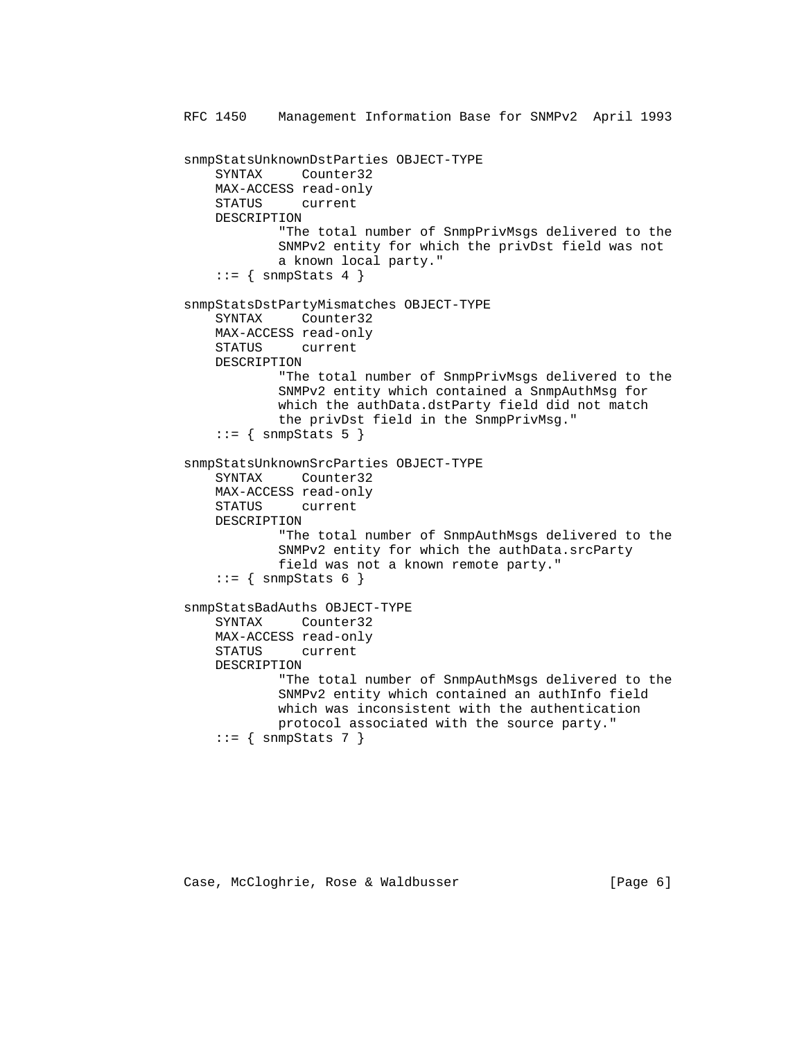```
snmpStatsUnknownDstParties OBJECT-TYPE
    SYNTAX     Counter32
    MAX-ACCESS read-only
    STATUS     current
    DESCRIPTION
            "The total number of SnmpPrivMsgs delivered to the
            SNMPv2 entity for which the privDst field was not
            a known local party."
    ::= { snmpStats 4 }

snmpStatsDstPartyMismatches OBJECT-TYPE
    SYNTAX     Counter32
    MAX-ACCESS read-only
    STATUS     current
    DESCRIPTION
            "The total number of SnmpPrivMsgs delivered to the
            SNMPv2 entity which contained a SnmpAuthMsg for
            which the authData.dstParty field did not match
            the privDst field in the SnmpPrivMsg."
    ::= { snmpStats 5 }

snmpStatsUnknownSrcParties OBJECT-TYPE
    SYNTAX     Counter32
    MAX-ACCESS read-only
    STATUS     current
    DESCRIPTION
            "The total number of SnmpAuthMsgs delivered to the
            SNMPv2 entity for which the authData.srcParty
            field was not a known remote party."
    ::= { snmpStats 6 }

snmpStatsBadAuths OBJECT-TYPE
    SYNTAX     Counter32
    MAX-ACCESS read-only
    STATUS     current
    DESCRIPTION
            "The total number of SnmpAuthMsgs delivered to the
            SNMPv2 entity which contained an authInfo field
            which was inconsistent with the authentication
            protocol associated with the source party."
    ::= { snmpStats 7 }
```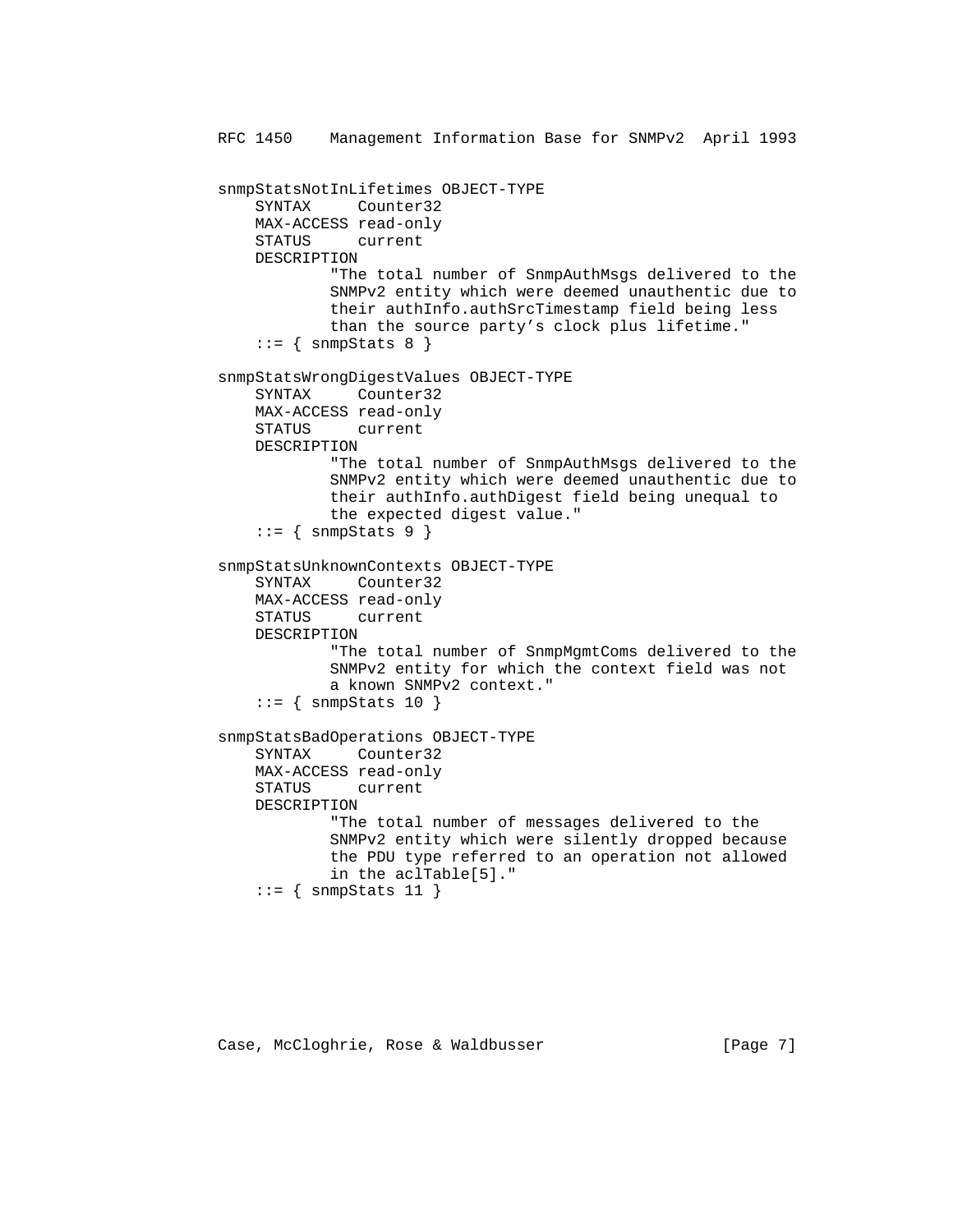```
snmpStatsNotInLifetimes OBJECT-TYPE
    SYNTAX     Counter32
    MAX-ACCESS read-only
    STATUS     current
    DESCRIPTION
            "The total number of SnmpAuthMsgs delivered to the
            SNMPv2 entity which were deemed unauthentic due to
            their authInfo.authSrcTimestamp field being less
            than the source party's clock plus lifetime."
    ::= { snmpStats 8 }

snmpStatsWrongDigestValues OBJECT-TYPE
    SYNTAX     Counter32
    MAX-ACCESS read-only
    STATUS     current
    DESCRIPTION
            "The total number of SnmpAuthMsgs delivered to the
            SNMPv2 entity which were deemed unauthentic due to
            their authInfo.authDigest field being unequal to
            the expected digest value."
    ::= { snmpStats 9 }

snmpStatsUnknownContexts OBJECT-TYPE
    SYNTAX     Counter32
    MAX-ACCESS read-only
    STATUS     current
    DESCRIPTION
            "The total number of SnmpMgmtComs delivered to the
            SNMPv2 entity for which the context field was not
            a known SNMPv2 context."
    ::= { snmpStats 10 }

snmpStatsBadOperations OBJECT-TYPE
    SYNTAX     Counter32
    MAX-ACCESS read-only
    STATUS     current
    DESCRIPTION
            "The total number of messages delivered to the
            SNMPv2 entity which were silently dropped because
            the PDU type referred to an operation not allowed
            in the aclTable[5]."
    ::= { snmpStats 11 }
```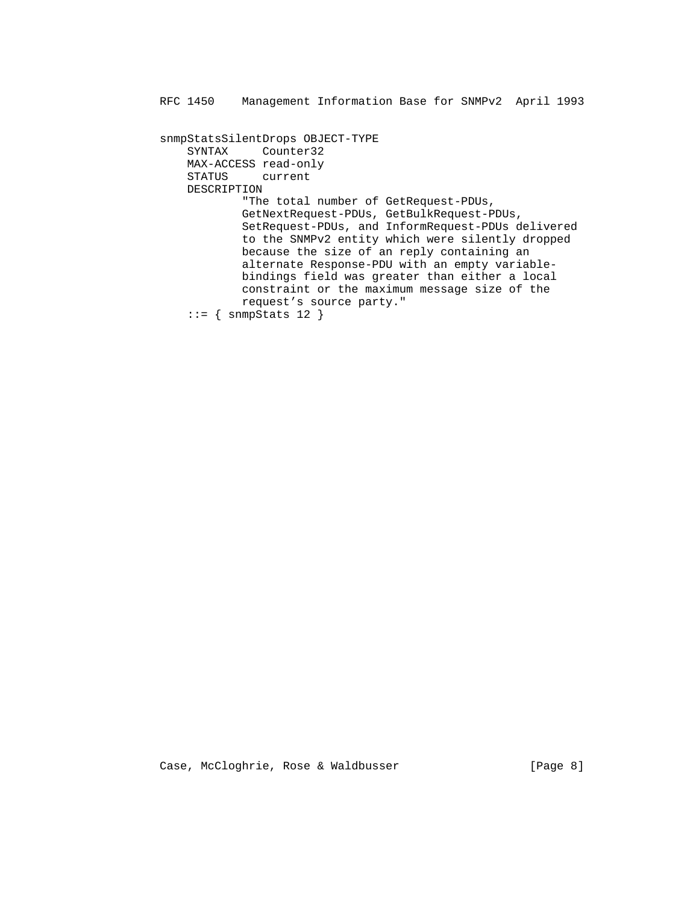```
snmpStatsSilentDrops OBJECT-TYPE
    SYNTAX     Counter32
    MAX-ACCESS read-only
    STATUS     current
    DESCRIPTION
            "The total number of GetRequest-PDUs,
            GetNextRequest-PDUs, GetBulkRequest-PDUs,
            SetRequest-PDUs, and InformRequest-PDUs delivered
            to the SNMPv2 entity which were silently dropped
            because the size of an reply containing an
            alternate Response-PDU with an empty variable-
            bindings field was greater than either a local
            constraint or the maximum message size of the
            request's source party."
    ::= { snmpStats 12 }
```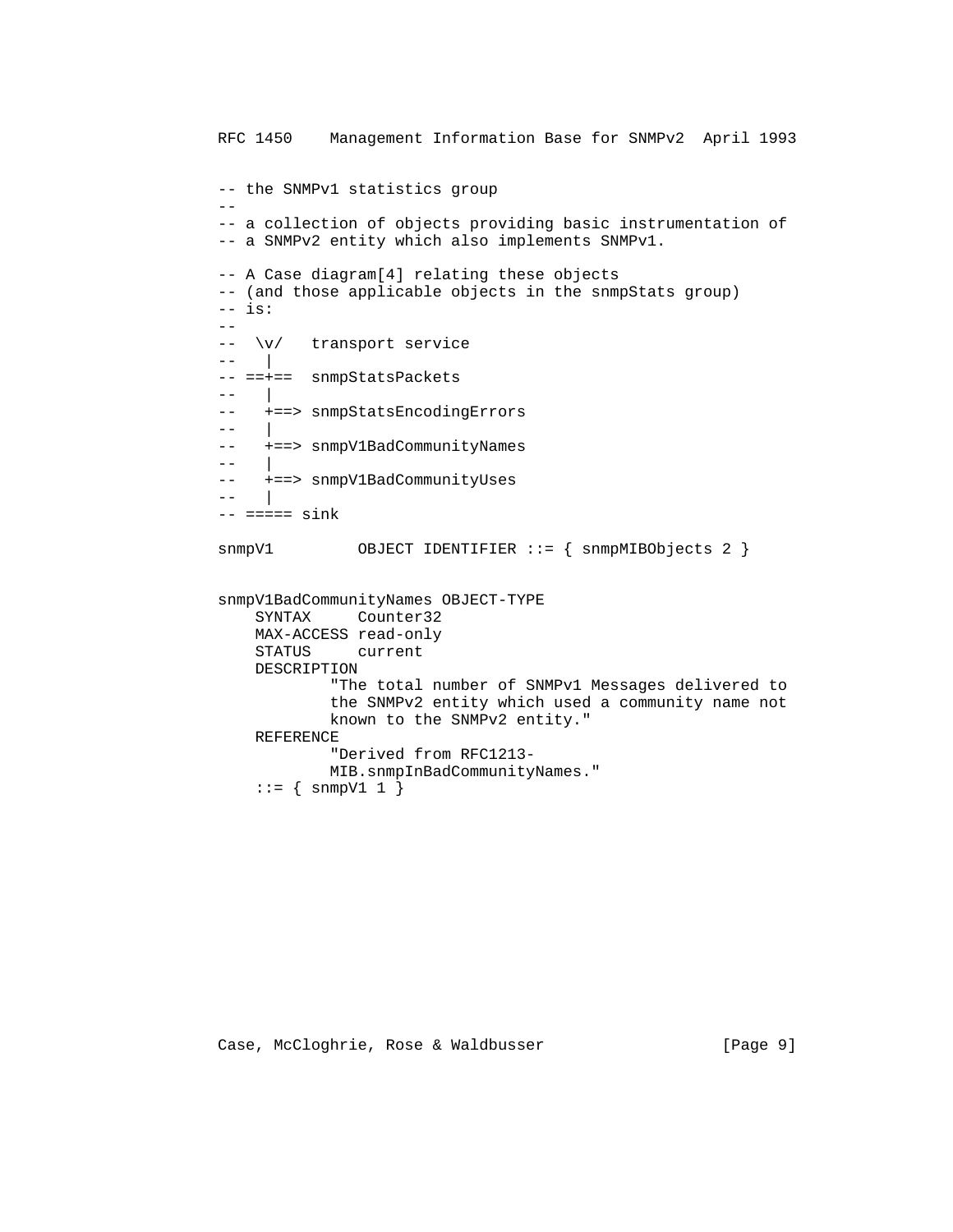```
-- the SNMPv1 statistics group
--
-- a collection of objects providing basic instrumentation of
-- a SNMPv2 entity which also implements SNMPv1.

-- A Case diagram[4] relating these objects
-- (and those applicable objects in the snmpStats group)
-- is:
--
--  \v/   transport service
--   |
-- ==+==  snmpStatsPackets
--   |
--   +==> snmpStatsEncodingErrors
--   |
--   +==> snmpV1BadCommunityNames
--   |
--   +==> snmpV1BadCommunityUses
--   |
-- ===== sink

snmpV1         OBJECT IDENTIFIER ::= { snmpMIBObjects 2 }


snmpV1BadCommunityNames OBJECT-TYPE
    SYNTAX     Counter32
    MAX-ACCESS read-only
    STATUS     current
    DESCRIPTION
            "The total number of SNMPv1 Messages delivered to
            the SNMPv2 entity which used a community name not
            known to the SNMPv2 entity."
    REFERENCE
            "Derived from RFC1213-
            MIB.snmpInBadCommunityNames."
    ::= { snmpV1 1 }
```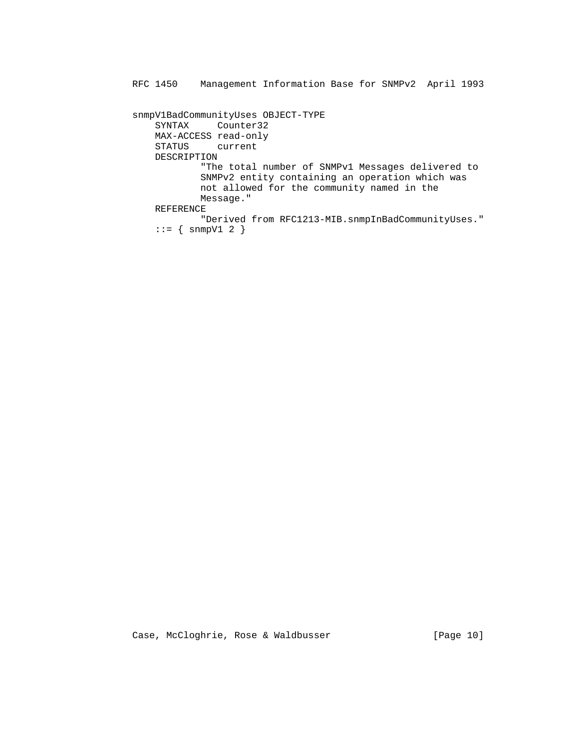```
snmpV1BadCommunityUses OBJECT-TYPE
    SYNTAX     Counter32
    MAX-ACCESS read-only
    STATUS     current
    DESCRIPTION
            "The total number of SNMPv1 Messages delivered to
            SNMPv2 entity containing an operation which was
            not allowed for the community named in the
            Message."
    REFERENCE
            "Derived from RFC1213-MIB.snmpInBadCommunityUses."
    ::= { snmpV1 2 }
```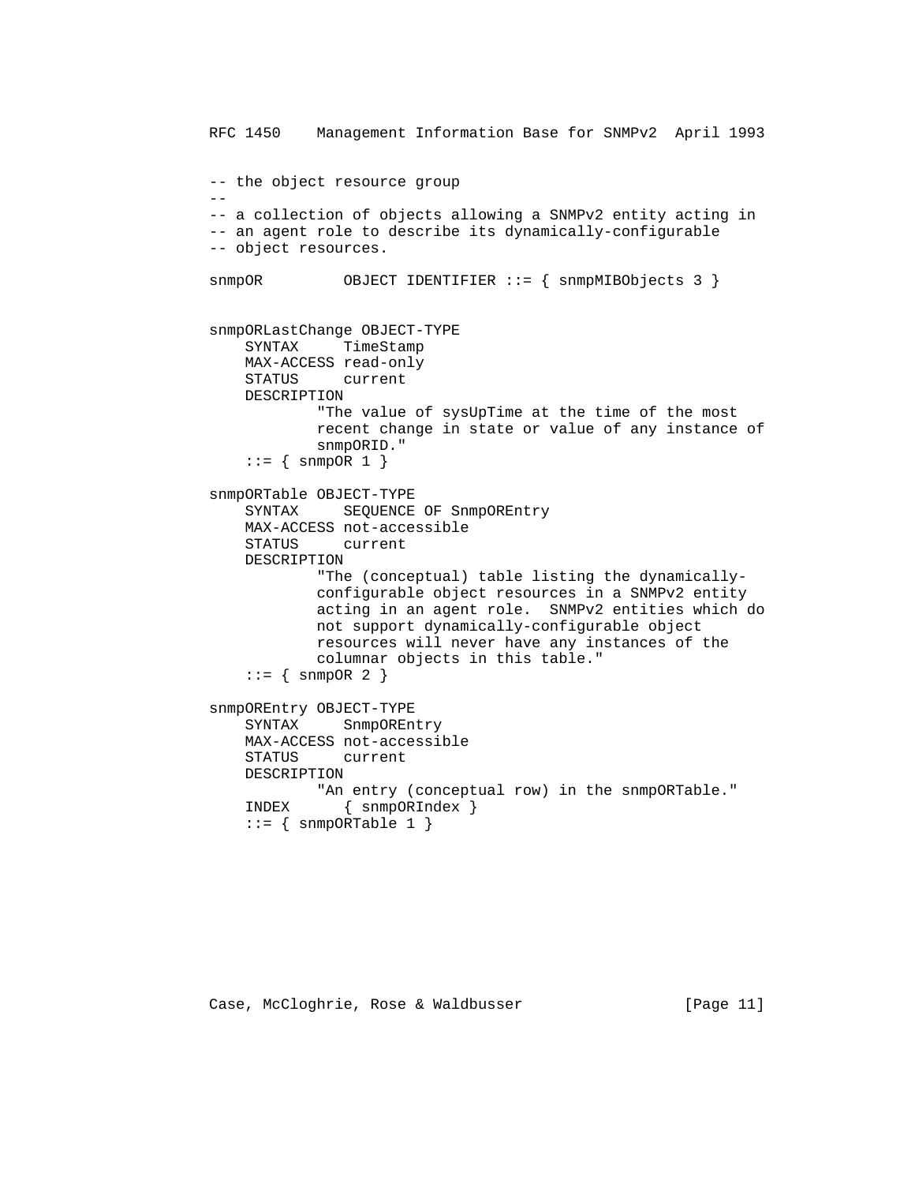```
-- the object resource group
--
-- a collection of objects allowing a SNMPv2 entity acting in
-- an agent role to describe its dynamically-configurable
-- object resources.

snmpOR         OBJECT IDENTIFIER ::= { snmpMIBObjects 3 }


snmpORLastChange OBJECT-TYPE
    SYNTAX     TimeStamp
    MAX-ACCESS read-only
    STATUS     current
    DESCRIPTION
            "The value of sysUpTime at the time of the most
            recent change in state or value of any instance of
            snmpORID."
    ::= { snmpOR 1 }

snmpORTable OBJECT-TYPE
    SYNTAX     SEQUENCE OF SnmpOREntry
    MAX-ACCESS not-accessible
    STATUS     current
    DESCRIPTION
            "The (conceptual) table listing the dynamically-
            configurable object resources in a SNMPv2 entity
            acting in an agent role.  SNMPv2 entities which do
            not support dynamically-configurable object
            resources will never have any instances of the
            columnar objects in this table."
    ::= { snmpOR 2 }

snmpOREntry OBJECT-TYPE
    SYNTAX     SnmpOREntry
    MAX-ACCESS not-accessible
    STATUS     current
    DESCRIPTION
            "An entry (conceptual row) in the snmpORTable."
    INDEX      { snmpORIndex }
    ::= { snmpORTable 1 }
```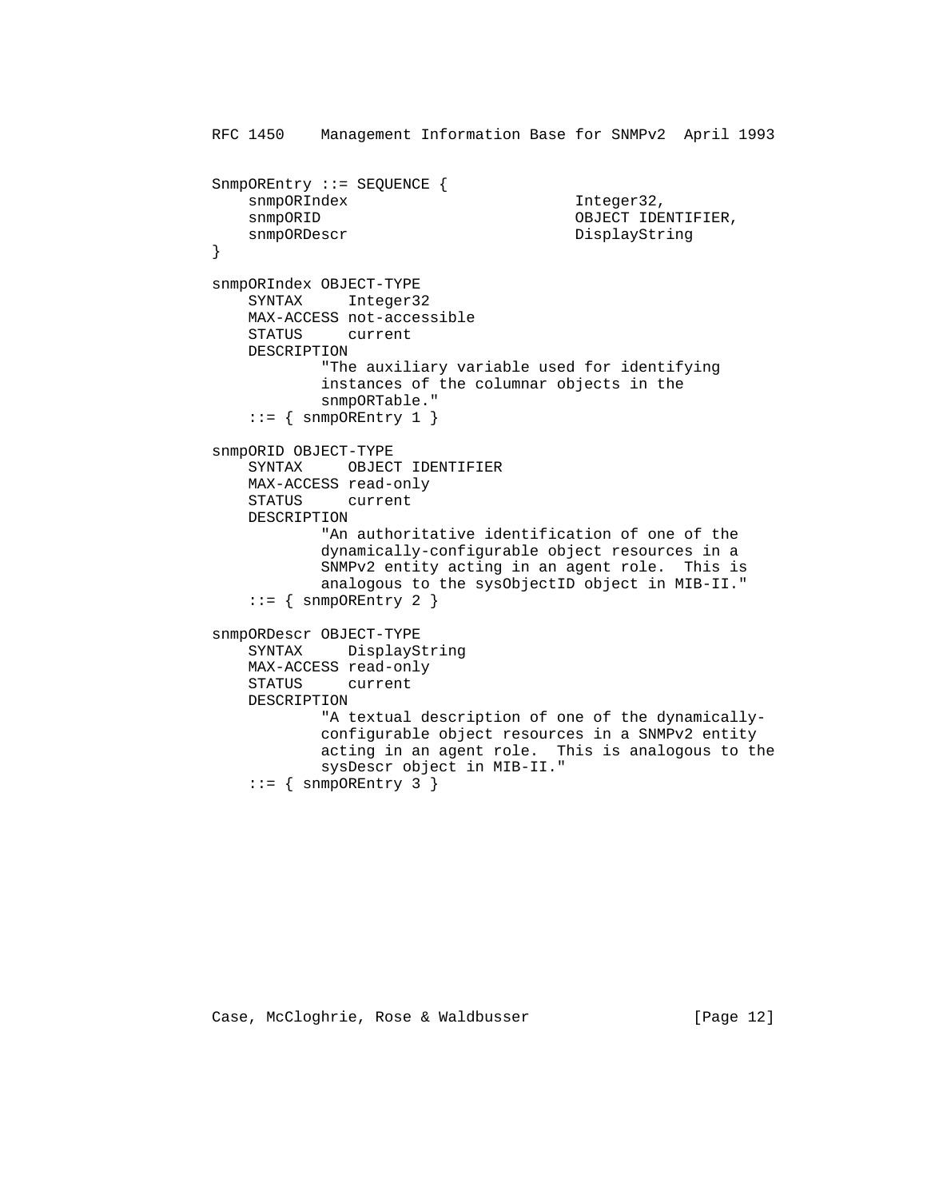```
SnmpOREntry ::= SEQUENCE {
    snmpORIndex                        Integer32,
    snmpORID                           OBJECT IDENTIFIER,
    snmpORDescr                        DisplayString
}

snmpORIndex OBJECT-TYPE
    SYNTAX     Integer32
    MAX-ACCESS not-accessible
    STATUS     current
    DESCRIPTION
            "The auxiliary variable used for identifying
            instances of the columnar objects in the
            snmpORTable."
    ::= { snmpOREntry 1 }

snmpORID OBJECT-TYPE
    SYNTAX     OBJECT IDENTIFIER
    MAX-ACCESS read-only
    STATUS     current
    DESCRIPTION
            "An authoritative identification of one of the
            dynamically-configurable object resources in a
            SNMPv2 entity acting in an agent role.  This is
            analogous to the sysObjectID object in MIB-II."
    ::= { snmpOREntry 2 }

snmpORDescr OBJECT-TYPE
    SYNTAX     DisplayString
    MAX-ACCESS read-only
    STATUS     current
    DESCRIPTION
            "A textual description of one of the dynamically-
            configurable object resources in a SNMPv2 entity
            acting in an agent role.  This is analogous to the
            sysDescr object in MIB-II."
    ::= { snmpOREntry 3 }
```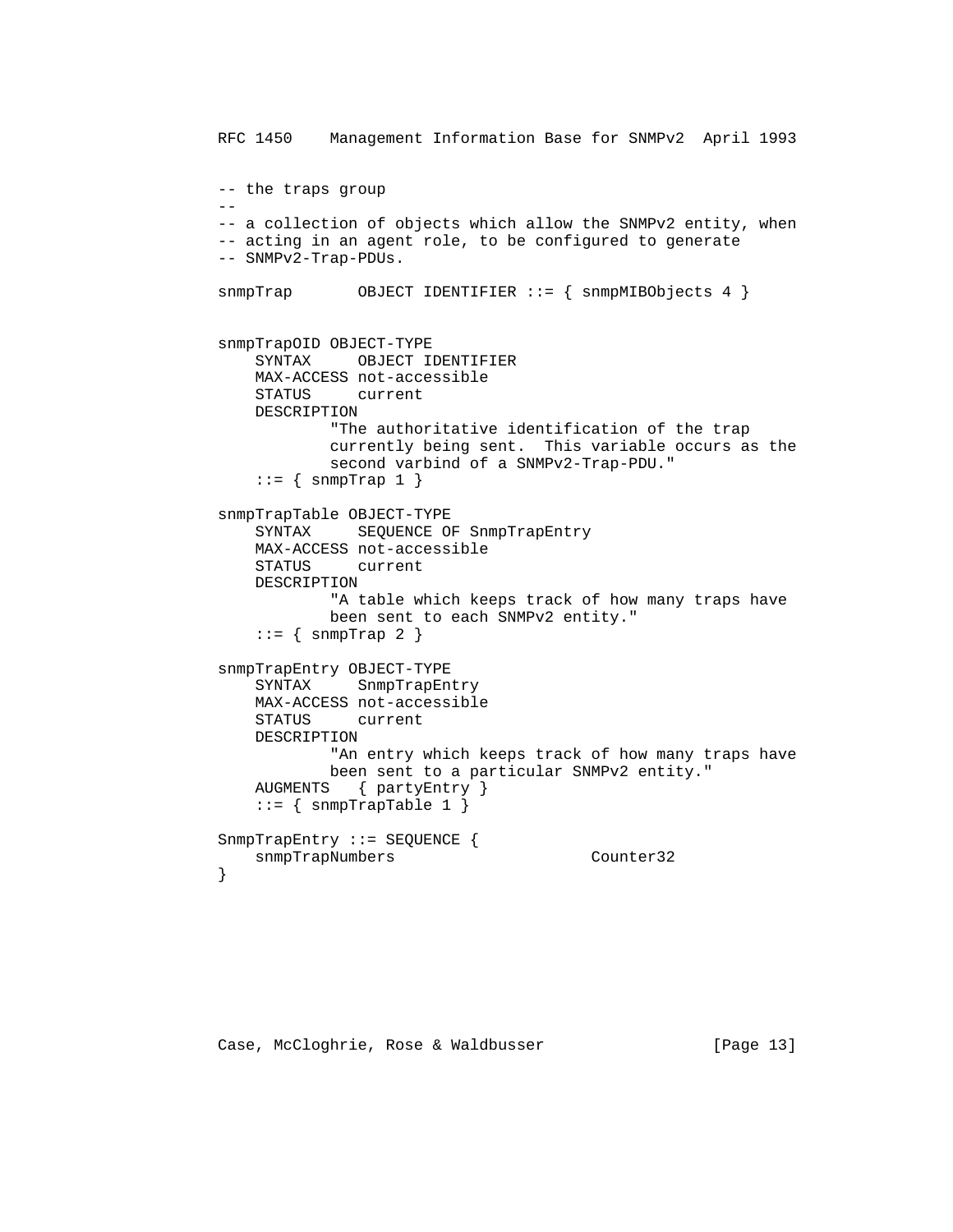```
-- the traps group
--
-- a collection of objects which allow the SNMPv2 entity, when
-- acting in an agent role, to be configured to generate
-- SNMPv2-Trap-PDUs.

snmpTrap       OBJECT IDENTIFIER ::= { snmpMIBObjects 4 }


snmpTrapOID OBJECT-TYPE
    SYNTAX     OBJECT IDENTIFIER
    MAX-ACCESS not-accessible
    STATUS     current
    DESCRIPTION
            "The authoritative identification of the trap
            currently being sent.  This variable occurs as the
            second varbind of a SNMPv2-Trap-PDU."
    ::= { snmpTrap 1 }

snmpTrapTable OBJECT-TYPE
    SYNTAX     SEQUENCE OF SnmpTrapEntry
    MAX-ACCESS not-accessible
    STATUS     current
    DESCRIPTION
            "A table which keeps track of how many traps have
            been sent to each SNMPv2 entity."
    ::= { snmpTrap 2 }

snmpTrapEntry OBJECT-TYPE
    SYNTAX     SnmpTrapEntry
    MAX-ACCESS not-accessible
    STATUS     current
    DESCRIPTION
            "An entry which keeps track of how many traps have
            been sent to a particular SNMPv2 entity."
    AUGMENTS   { partyEntry }
    ::= { snmpTrapTable 1 }

SnmpTrapEntry ::= SEQUENCE {
    snmpTrapNumbers                     Counter32
}
```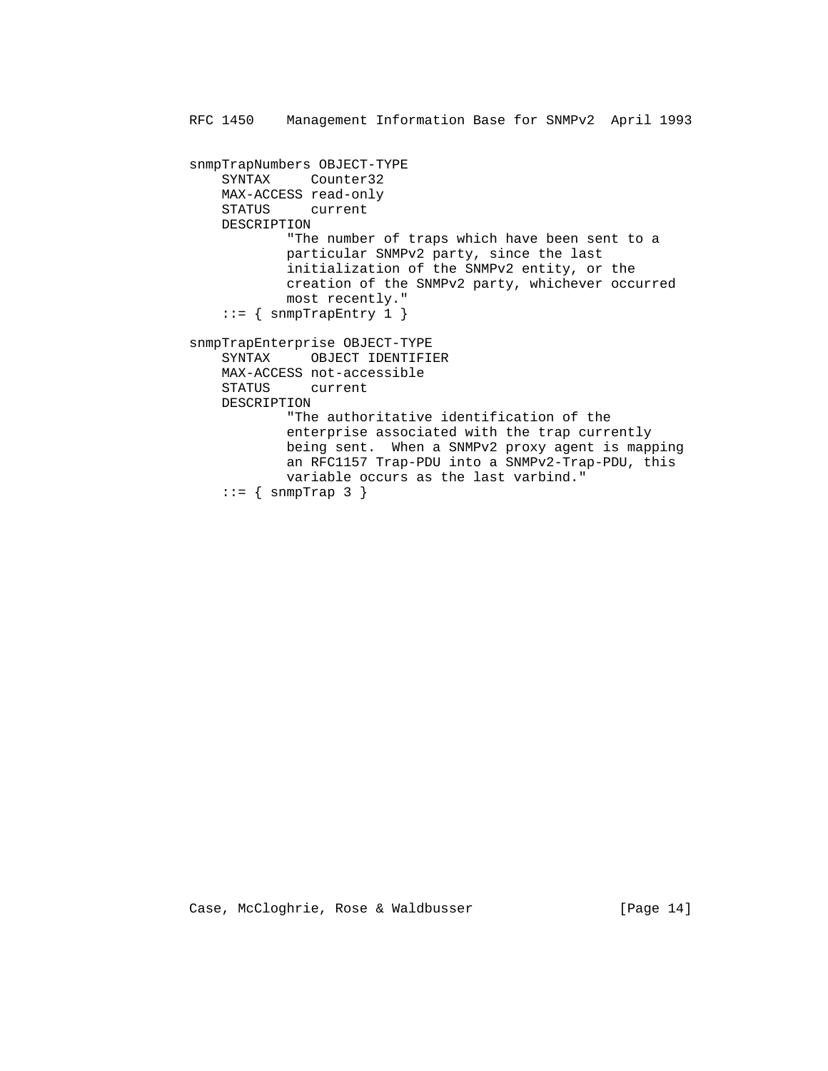```
snmpTrapNumbers OBJECT-TYPE
    SYNTAX     Counter32
    MAX-ACCESS read-only
    STATUS     current
    DESCRIPTION
            "The number of traps which have been sent to a
            particular SNMPv2 party, since the last
            initialization of the SNMPv2 entity, or the
            creation of the SNMPv2 party, whichever occurred
            most recently."
    ::= { snmpTrapEntry 1 }

snmpTrapEnterprise OBJECT-TYPE
    SYNTAX     OBJECT IDENTIFIER
    MAX-ACCESS not-accessible
    STATUS     current
    DESCRIPTION
            "The authoritative identification of the
            enterprise associated with the trap currently
            being sent.  When a SNMPv2 proxy agent is mapping
            an RFC1157 Trap-PDU into a SNMPv2-Trap-PDU, this
            variable occurs as the last varbind."
    ::= { snmpTrap 3 }
```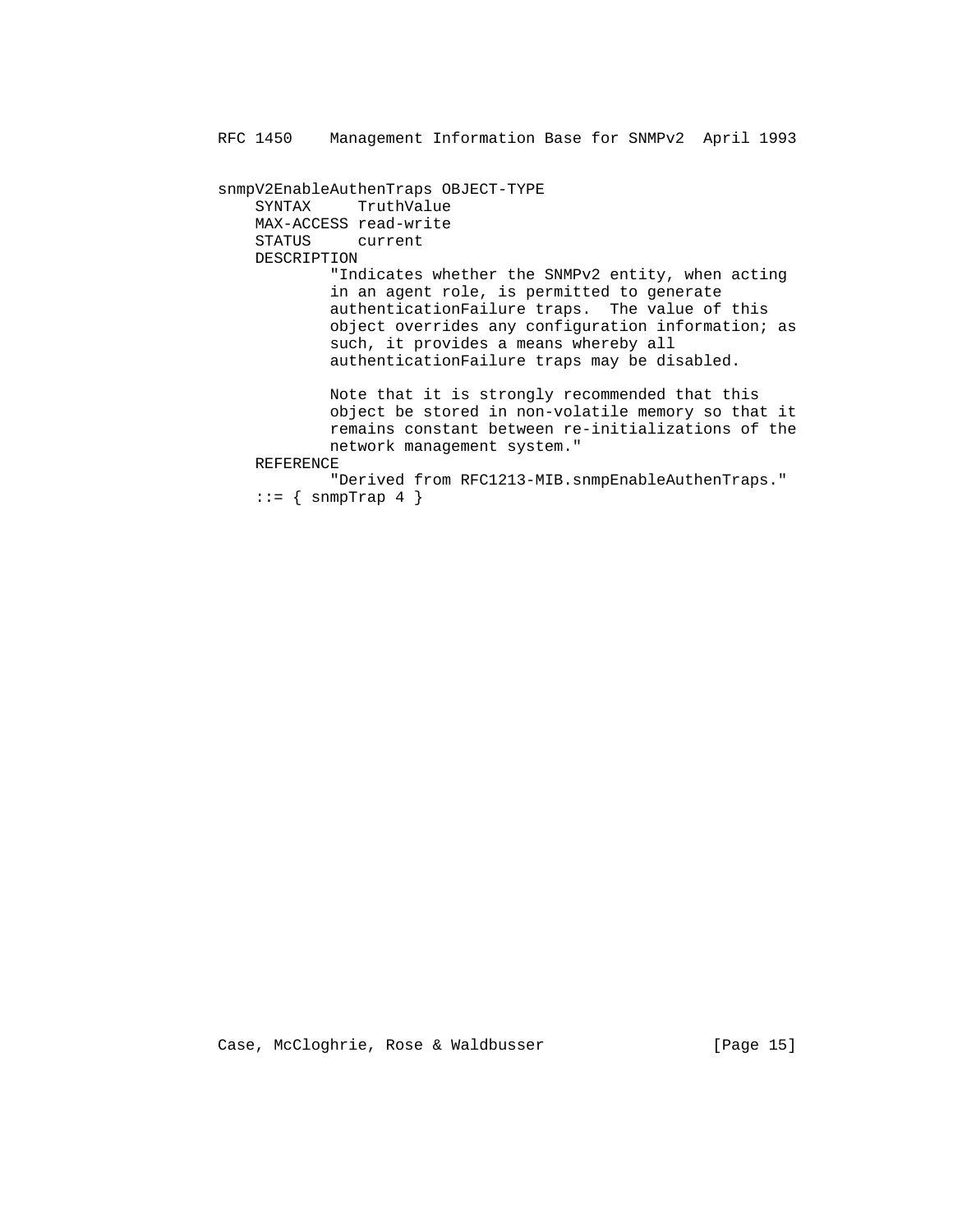```
snmpV2EnableAuthenTraps OBJECT-TYPE
    SYNTAX     TruthValue
    MAX-ACCESS read-write
    STATUS     current
    DESCRIPTION
            "Indicates whether the SNMPv2 entity, when acting
            in an agent role, is permitted to generate
            authenticationFailure traps.  The value of this
            object overrides any configuration information; as
            such, it provides a means whereby all
            authenticationFailure traps may be disabled.

            Note that it is strongly recommended that this
            object be stored in non-volatile memory so that it
            remains constant between re-initializations of the
            network management system."
    REFERENCE
            "Derived from RFC1213-MIB.snmpEnableAuthenTraps."
    ::= { snmpTrap 4 }
```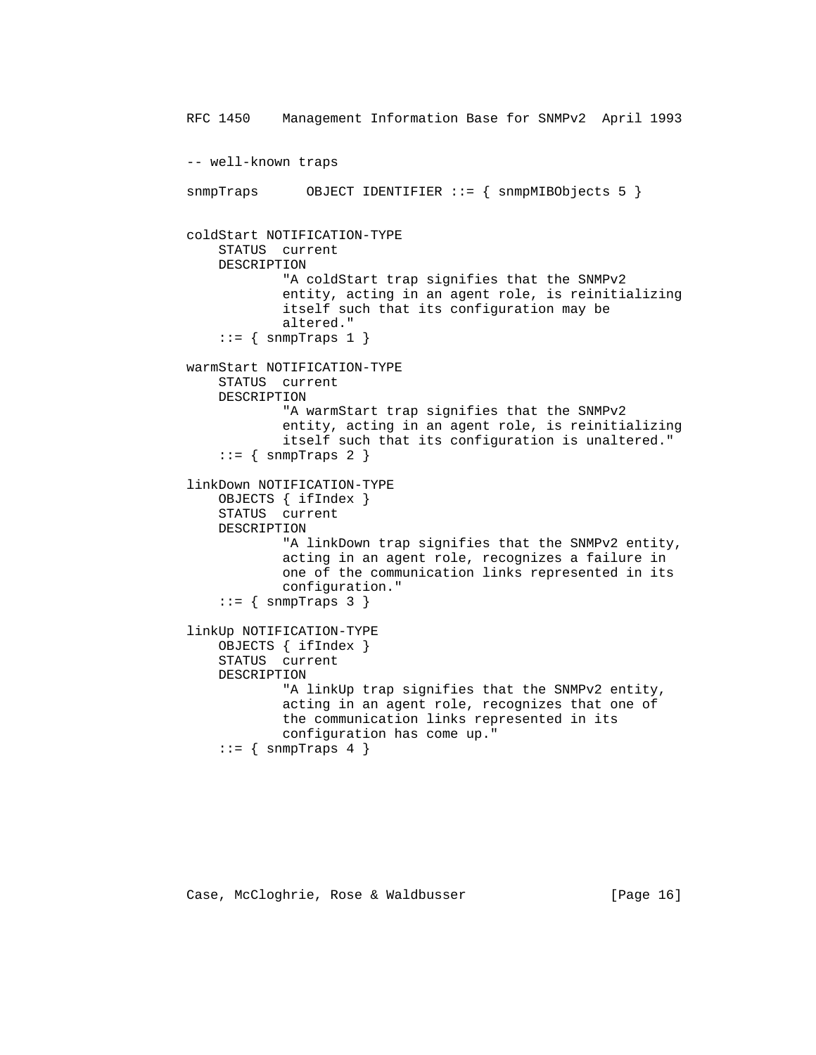```
-- well-known traps

snmpTraps      OBJECT IDENTIFIER ::= { snmpMIBObjects 5 }


coldStart NOTIFICATION-TYPE
    STATUS  current
    DESCRIPTION
            "A coldStart trap signifies that the SNMPv2
            entity, acting in an agent role, is reinitializing
            itself such that its configuration may be
            altered."
    ::= { snmpTraps 1 }

warmStart NOTIFICATION-TYPE
    STATUS  current
    DESCRIPTION
            "A warmStart trap signifies that the SNMPv2
            entity, acting in an agent role, is reinitializing
            itself such that its configuration is unaltered."
    ::= { snmpTraps 2 }

linkDown NOTIFICATION-TYPE
    OBJECTS { ifIndex }
    STATUS  current
    DESCRIPTION
            "A linkDown trap signifies that the SNMPv2 entity,
            acting in an agent role, recognizes a failure in
            one of the communication links represented in its
            configuration."
    ::= { snmpTraps 3 }

linkUp NOTIFICATION-TYPE
    OBJECTS { ifIndex }
    STATUS  current
    DESCRIPTION
            "A linkUp trap signifies that the SNMPv2 entity,
            acting in an agent role, recognizes that one of
            the communication links represented in its
            configuration has come up."
    ::= { snmpTraps 4 }
```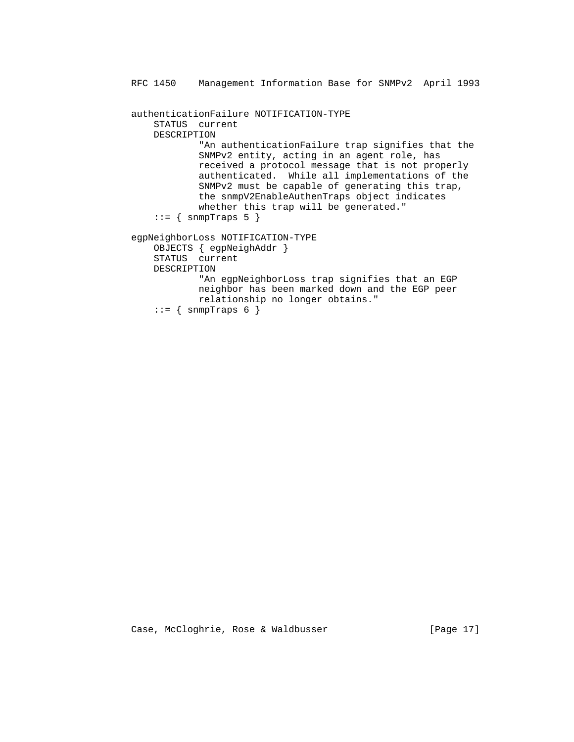```
authenticationFailure NOTIFICATION-TYPE
    STATUS  current
    DESCRIPTION
            "An authenticationFailure trap signifies that the
            SNMPv2 entity, acting in an agent role, has
            received a protocol message that is not properly
            authenticated.  While all implementations of the
            SNMPv2 must be capable of generating this trap,
            the snmpV2EnableAuthenTraps object indicates
            whether this trap will be generated."
    ::= { snmpTraps 5 }

egpNeighborLoss NOTIFICATION-TYPE
    OBJECTS { egpNeighAddr }
    STATUS  current
    DESCRIPTION
            "An egpNeighborLoss trap signifies that an EGP
            neighbor has been marked down and the EGP peer
            relationship no longer obtains."
    ::= { snmpTraps 6 }
```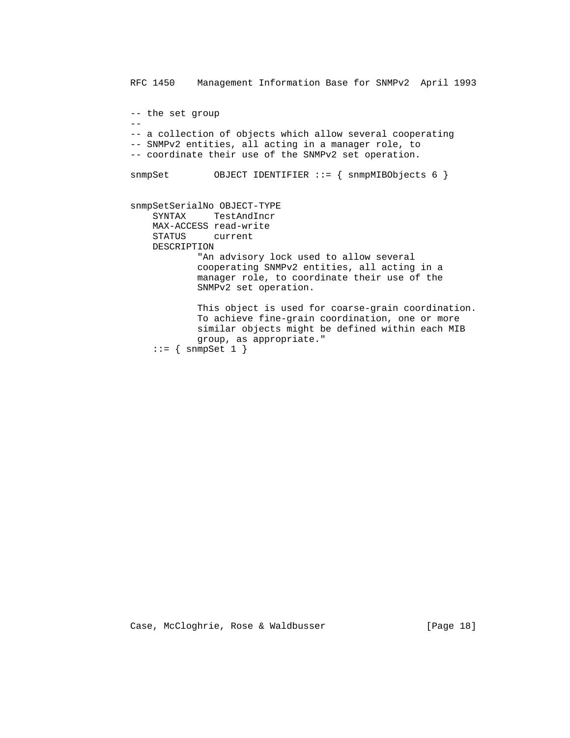```
-- the set group
--
-- a collection of objects which allow several cooperating
-- SNMPv2 entities, all acting in a manager role, to
-- coordinate their use of the SNMPv2 set operation.

snmpSet        OBJECT IDENTIFIER ::= { snmpMIBObjects 6 }


snmpSetSerialNo OBJECT-TYPE
    SYNTAX     TestAndIncr
    MAX-ACCESS read-write
    STATUS     current
    DESCRIPTION
            "An advisory lock used to allow several
            cooperating SNMPv2 entities, all acting in a
            manager role, to coordinate their use of the
            SNMPv2 set operation.

            This object is used for coarse-grain coordination.
            To achieve fine-grain coordination, one or more
            similar objects might be defined within each MIB
            group, as appropriate."
    ::= { snmpSet 1 }
```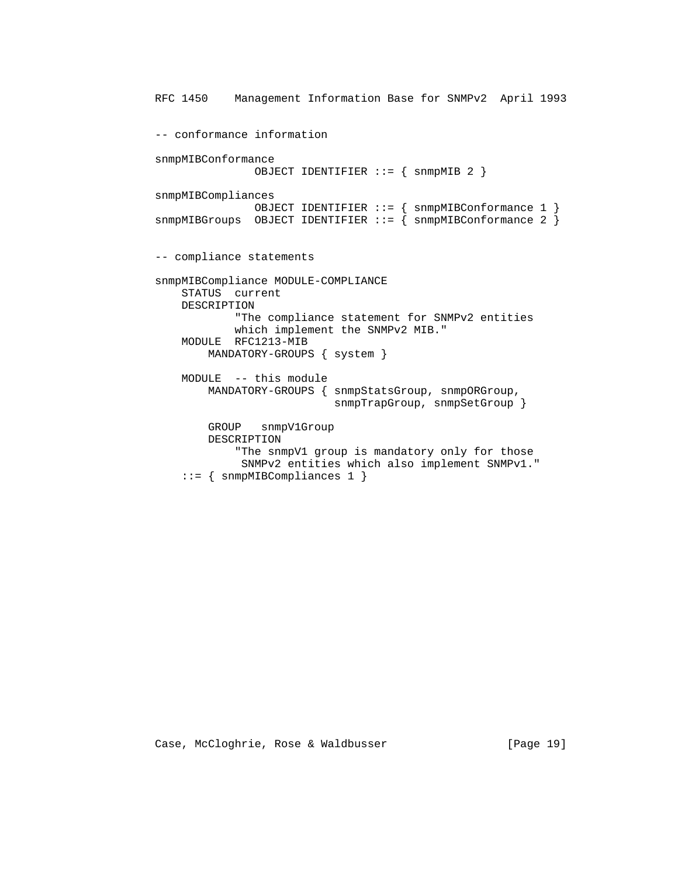```
-- conformance information

snmpMIBConformance
               OBJECT IDENTIFIER ::= { snmpMIB 2 }

snmpMIBCompliances
               OBJECT IDENTIFIER ::= { snmpMIBConformance 1 }
snmpMIBGroups  OBJECT IDENTIFIER ::= { snmpMIBConformance 2 }


-- compliance statements

snmpMIBCompliance MODULE-COMPLIANCE
    STATUS  current
    DESCRIPTION
            "The compliance statement for SNMPv2 entities
            which implement the SNMPv2 MIB."
    MODULE  RFC1213-MIB
        MANDATORY-GROUPS { system }

    MODULE  -- this module
        MANDATORY-GROUPS { snmpStatsGroup, snmpORGroup,
                           snmpTrapGroup, snmpSetGroup }

        GROUP   snmpV1Group
        DESCRIPTION
            "The snmpV1 group is mandatory only for those
             SNMPv2 entities which also implement SNMPv1."
    ::= { snmpMIBCompliances 1 }
```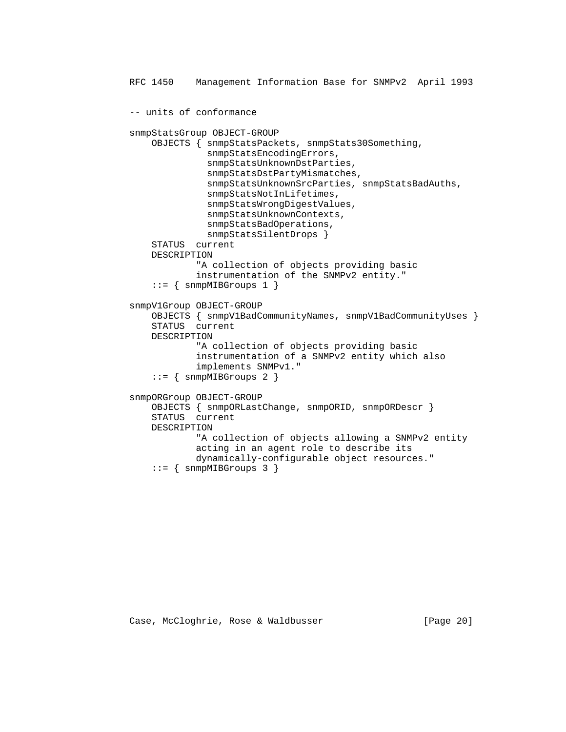```
-- units of conformance

snmpStatsGroup OBJECT-GROUP
    OBJECTS { snmpStatsPackets, snmpStats30Something,
              snmpStatsEncodingErrors,
              snmpStatsUnknownDstParties,
              snmpStatsDstPartyMismatches,
              snmpStatsUnknownSrcParties, snmpStatsBadAuths,
              snmpStatsNotInLifetimes,
              snmpStatsWrongDigestValues,
              snmpStatsUnknownContexts,
              snmpStatsBadOperations,
              snmpStatsSilentDrops }
    STATUS  current
    DESCRIPTION
            "A collection of objects providing basic
            instrumentation of the SNMPv2 entity."
    ::= { snmpMIBGroups 1 }

snmpV1Group OBJECT-GROUP
    OBJECTS { snmpV1BadCommunityNames, snmpV1BadCommunityUses }
    STATUS  current
    DESCRIPTION
            "A collection of objects providing basic
            instrumentation of a SNMPv2 entity which also
            implements SNMPv1."
    ::= { snmpMIBGroups 2 }

snmpORGroup OBJECT-GROUP
    OBJECTS { snmpORLastChange, snmpORID, snmpORDescr }
    STATUS  current
    DESCRIPTION
            "A collection of objects allowing a SNMPv2 entity
            acting in an agent role to describe its
            dynamically-configurable object resources."
    ::= { snmpMIBGroups 3 }
```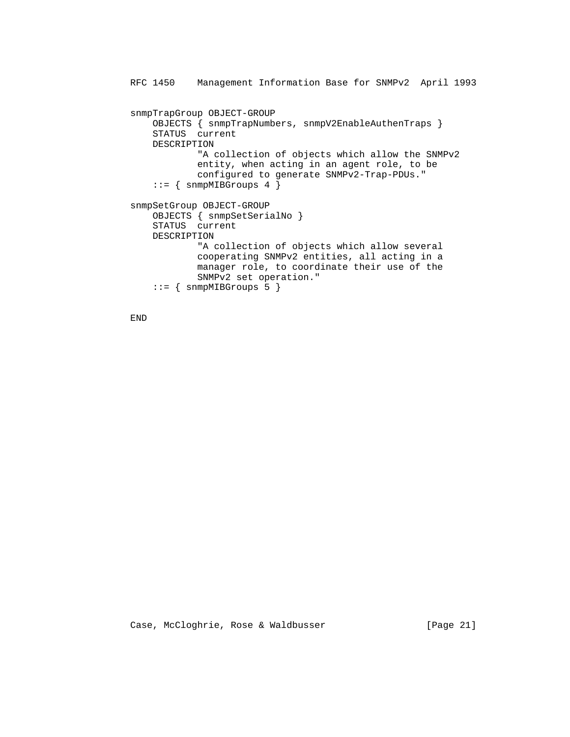```
snmpTrapGroup OBJECT-GROUP
    OBJECTS { snmpTrapNumbers, snmpV2EnableAuthenTraps }
    STATUS  current
    DESCRIPTION
            "A collection of objects which allow the SNMPv2
            entity, when acting in an agent role, to be
            configured to generate SNMPv2-Trap-PDUs."
    ::= { snmpMIBGroups 4 }

snmpSetGroup OBJECT-GROUP
    OBJECTS { snmpSetSerialNo }
    STATUS  current
    DESCRIPTION
            "A collection of objects which allow several
            cooperating SNMPv2 entities, all acting in a
            manager role, to coordinate their use of the
            SNMPv2 set operation."
    ::= { snmpMIBGroups 5 }


END
```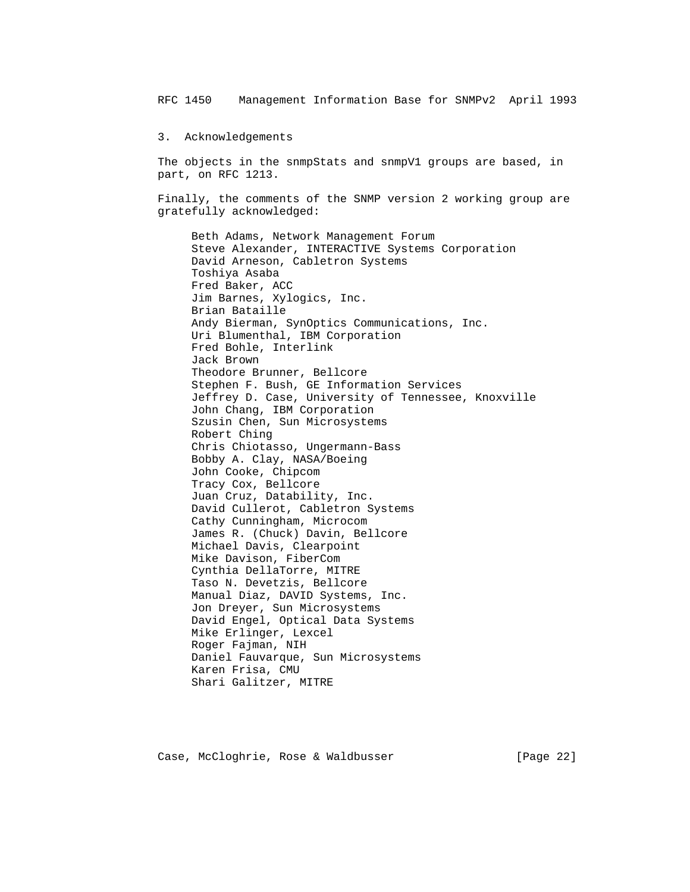## 3. Acknowledgements

The objects in the snmpStats and snmpV1 groups are based, in part, on RFC 1213.

Finally, the comments of the SNMP version 2 working group are gratefully acknowledged:

Beth Adams, Network Management Forum  
Steve Alexander, INTERACTIVE Systems Corporation  
David Arneson, Cabletron Systems  
Toshiya Asaba  
Fred Baker, ACC  
Jim Barnes, Xylogics, Inc.  
Brian Bataille  
Andy Bierman, SynOptics Communications, Inc.  
Uri Blumenthal, IBM Corporation  
Fred Bohle, Interlink  
Jack Brown  
Theodore Brunner, Bellcore  
Stephen F. Bush, GE Information Services  
Jeffrey D. Case, University of Tennessee, Knoxville  
John Chang, IBM Corporation  
Szusin Chen, Sun Microsystems  
Robert Ching  
Chris Chiotasso, Ungermann-Bass  
Bobby A. Clay, NASA/Boeing  
John Cooke, Chipcom  
Tracy Cox, Bellcore  
Juan Cruz, Datability, Inc.  
David Cullerot, Cabletron Systems  
Cathy Cunningham, Microcom  
James R. (Chuck) Davin, Bellcore  
Michael Davis, Clearpoint  
Mike Davison, FiberCom  
Cynthia DellaTorre, MITRE  
Taso N. Devetzis, Bellcore  
Manual Diaz, DAVID Systems, Inc.  
Jon Dreyer, Sun Microsystems  
David Engel, Optical Data Systems  
Mike Erlinger, Lexcel  
Roger Fajman, NIH  
Daniel Fauvarque, Sun Microsystems  
Karen Frisa, CMU  
Shari Galitzer, MITRE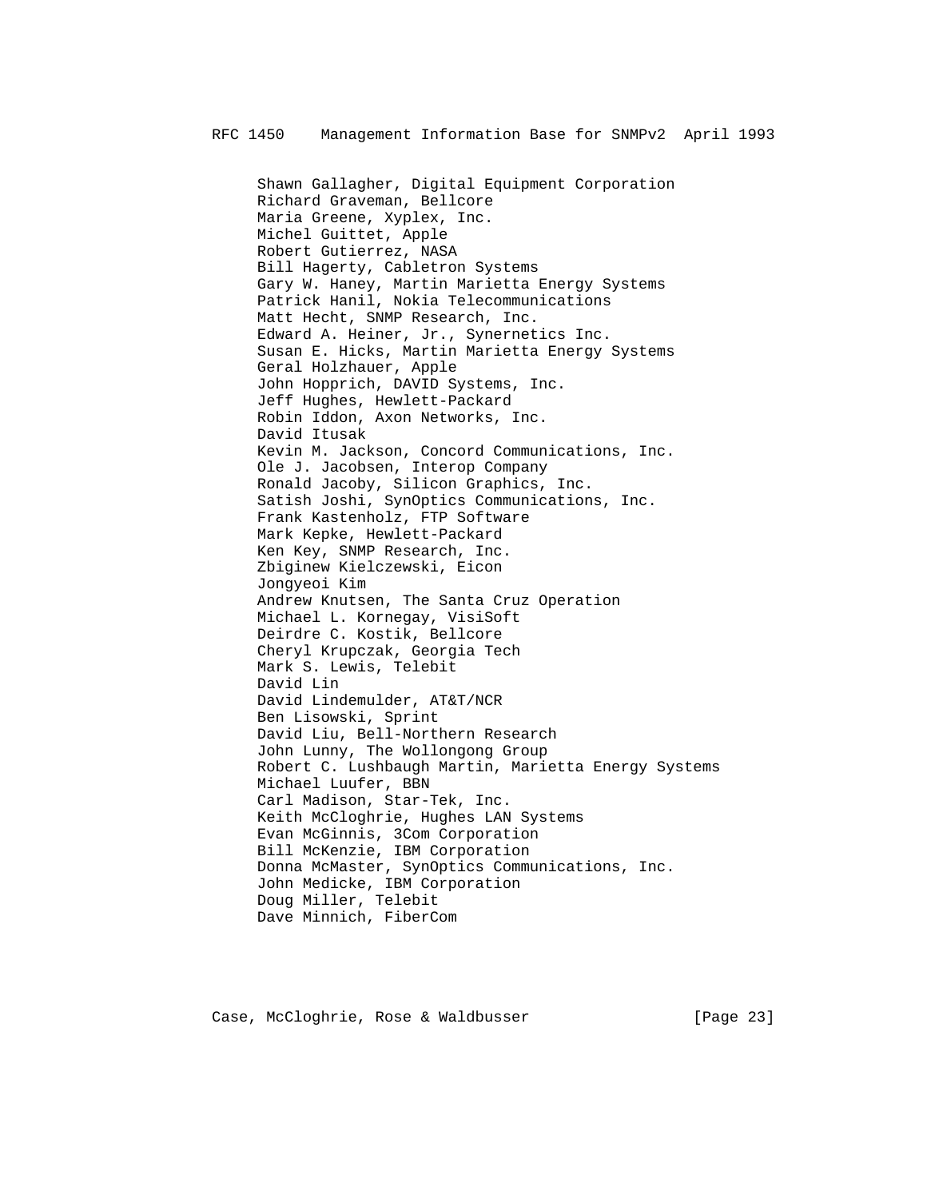Shawn Gallagher, Digital Equipment Corporation
Richard Graveman, Bellcore
Maria Greene, Xyplex, Inc.
Michel Guittet, Apple
Robert Gutierrez, NASA
Bill Hagerty, Cabletron Systems
Gary W. Haney, Martin Marietta Energy Systems
Patrick Hanil, Nokia Telecommunications
Matt Hecht, SNMP Research, Inc.
Edward A. Heiner, Jr., Synernetics Inc.
Susan E. Hicks, Martin Marietta Energy Systems
Geral Holzhauer, Apple
John Hopprich, DAVID Systems, Inc.
Jeff Hughes, Hewlett-Packard
Robin Iddon, Axon Networks, Inc.
David Itusak
Kevin M. Jackson, Concord Communications, Inc.
Ole J. Jacobsen, Interop Company
Ronald Jacoby, Silicon Graphics, Inc.
Satish Joshi, SynOptics Communications, Inc.
Frank Kastenholz, FTP Software
Mark Kepke, Hewlett-Packard
Ken Key, SNMP Research, Inc.
Zbiginew Kielczewski, Eicon
Jongyeoi Kim
Andrew Knutsen, The Santa Cruz Operation
Michael L. Kornegay, VisiSoft
Deirdre C. Kostik, Bellcore
Cheryl Krupczak, Georgia Tech
Mark S. Lewis, Telebit
David Lin
David Lindemulder, AT&T/NCR
Ben Lisowski, Sprint
David Liu, Bell-Northern Research
John Lunny, The Wollongong Group
Robert C. Lushbaugh Martin, Marietta Energy Systems
Michael Luufer, BBN
Carl Madison, Star-Tek, Inc.
Keith McCloghrie, Hughes LAN Systems
Evan McGinnis, 3Com Corporation
Bill McKenzie, IBM Corporation
Donna McMaster, SynOptics Communications, Inc.
John Medicke, IBM Corporation
Doug Miller, Telebit
Dave Minnich, FiberCom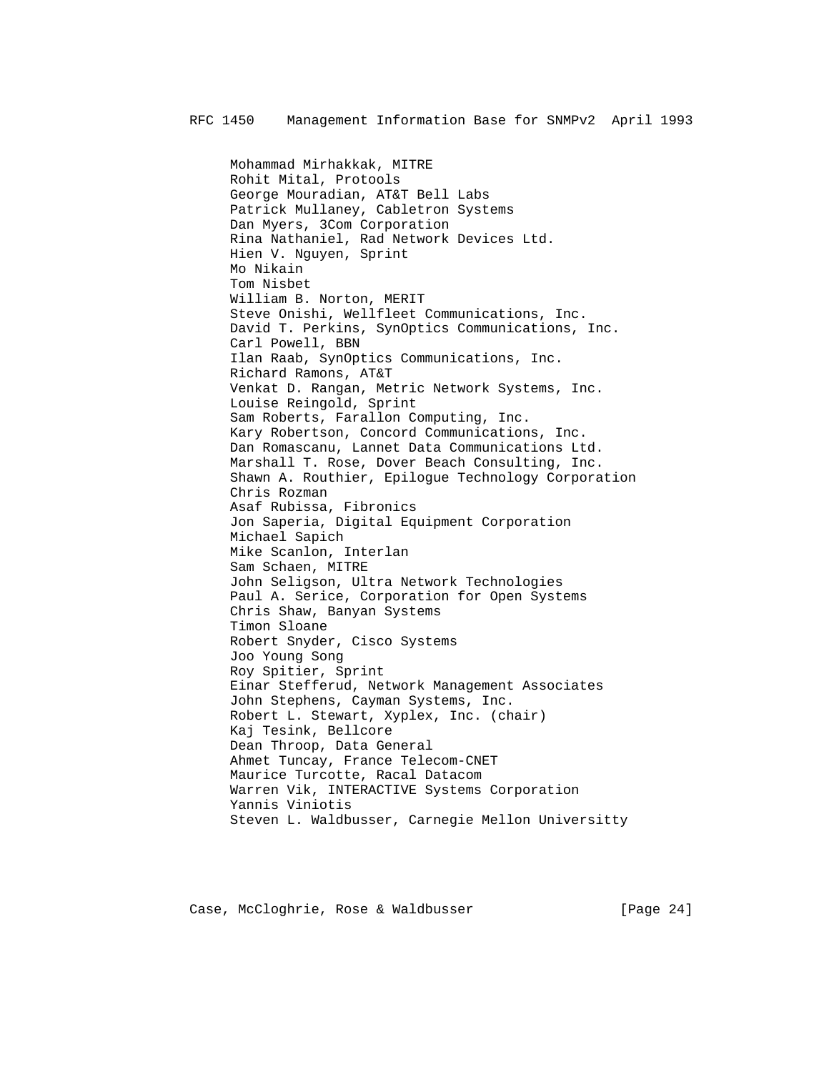Mohammad Mirhakkak, MITRE
Rohit Mital, Protools
George Mouradian, AT&T Bell Labs
Patrick Mullaney, Cabletron Systems
Dan Myers, 3Com Corporation
Rina Nathaniel, Rad Network Devices Ltd.
Hien V. Nguyen, Sprint
Mo Nikain
Tom Nisbet
William B. Norton, MERIT
Steve Onishi, Wellfleet Communications, Inc.
David T. Perkins, SynOptics Communications, Inc.
Carl Powell, BBN
Ilan Raab, SynOptics Communications, Inc.
Richard Ramons, AT&T
Venkat D. Rangan, Metric Network Systems, Inc.
Louise Reingold, Sprint
Sam Roberts, Farallon Computing, Inc.
Kary Robertson, Concord Communications, Inc.
Dan Romascanu, Lannet Data Communications Ltd.
Marshall T. Rose, Dover Beach Consulting, Inc.
Shawn A. Routhier, Epilogue Technology Corporation
Chris Rozman
Asaf Rubissa, Fibronics
Jon Saperia, Digital Equipment Corporation
Michael Sapich
Mike Scanlon, Interlan
Sam Schaen, MITRE
John Seligson, Ultra Network Technologies
Paul A. Serice, Corporation for Open Systems
Chris Shaw, Banyan Systems
Timon Sloane
Robert Snyder, Cisco Systems
Joo Young Song
Roy Spitier, Sprint
Einar Stefferud, Network Management Associates
John Stephens, Cayman Systems, Inc.
Robert L. Stewart, Xyplex, Inc. (chair)
Kaj Tesink, Bellcore
Dean Throop, Data General
Ahmet Tuncay, France Telecom-CNET
Maurice Turcotte, Racal Datacom
Warren Vik, INTERACTIVE Systems Corporation
Yannis Viniotis
Steven L. Waldbusser, Carnegie Mellon Universitty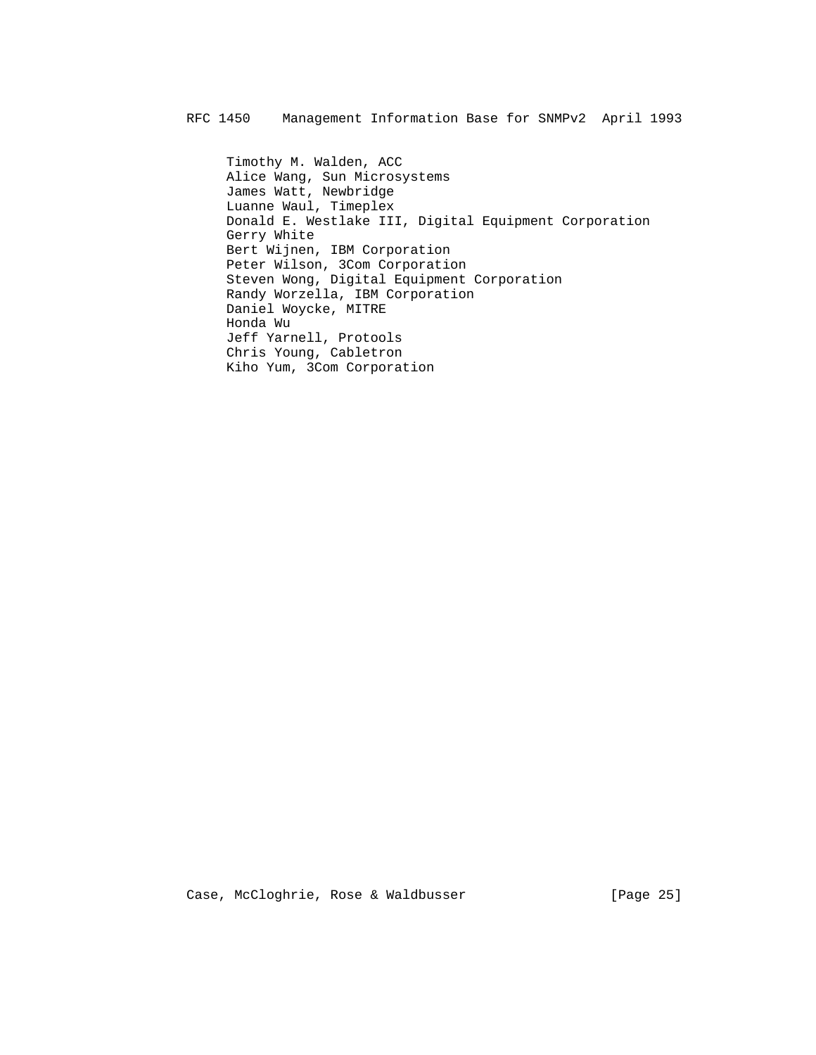Timothy M. Walden, ACC
Alice Wang, Sun Microsystems
James Watt, Newbridge
Luanne Waul, Timeplex
Donald E. Westlake III, Digital Equipment Corporation
Gerry White
Bert Wijnen, IBM Corporation
Peter Wilson, 3Com Corporation
Steven Wong, Digital Equipment Corporation
Randy Worzella, IBM Corporation
Daniel Woycke, MITRE
Honda Wu
Jeff Yarnell, Protools
Chris Young, Cabletron
Kiho Yum, 3Com Corporation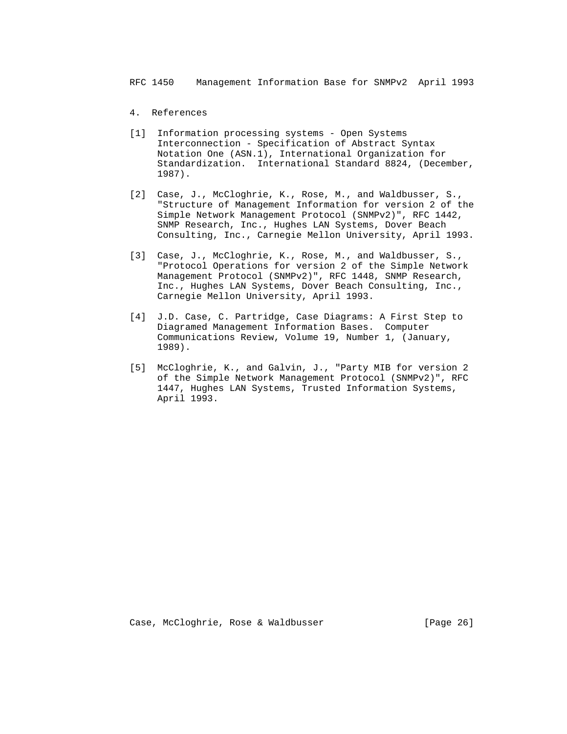## 4. References

[1] Information processing systems - Open Systems Interconnection - Specification of Abstract Syntax Notation One (ASN.1), International Organization for Standardization. International Standard 8824, (December, 1987).

[2] Case, J., McCloghrie, K., Rose, M., and Waldbusser, S., "Structure of Management Information for version 2 of the Simple Network Management Protocol (SNMPv2)", RFC 1442, SNMP Research, Inc., Hughes LAN Systems, Dover Beach Consulting, Inc., Carnegie Mellon University, April 1993.

[3] Case, J., McCloghrie, K., Rose, M., and Waldbusser, S., "Protocol Operations for version 2 of the Simple Network Management Protocol (SNMPv2)", RFC 1448, SNMP Research, Inc., Hughes LAN Systems, Dover Beach Consulting, Inc., Carnegie Mellon University, April 1993.

[4] J.D. Case, C. Partridge, Case Diagrams: A First Step to Diagramed Management Information Bases. Computer Communications Review, Volume 19, Number 1, (January, 1989).

[5] McCloghrie, K., and Galvin, J., "Party MIB for version 2 of the Simple Network Management Protocol (SNMPv2)", RFC 1447, Hughes LAN Systems, Trusted Information Systems, April 1993.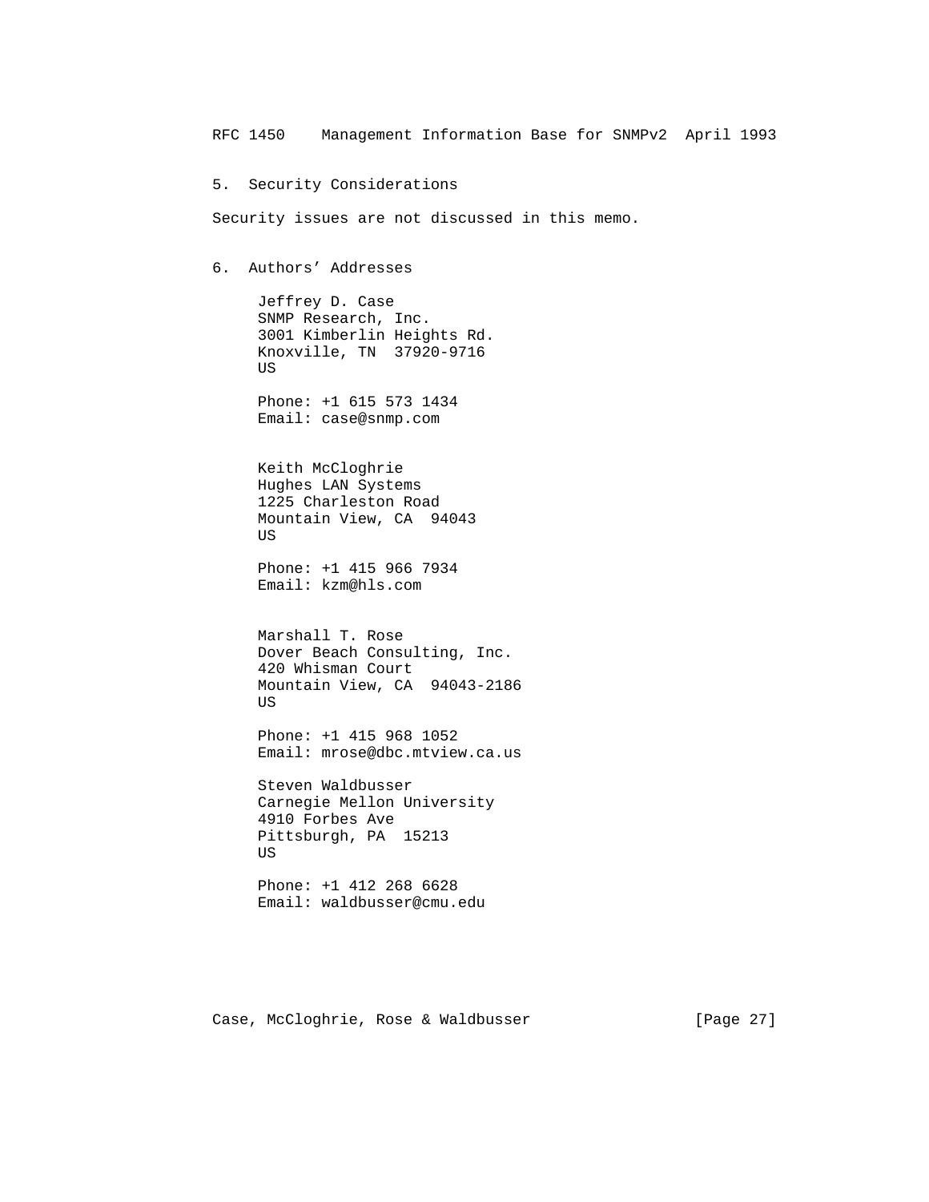## 5. Security Considerations

Security issues are not discussed in this memo.

## 6. Authors' Addresses

Jeffrey D. Case
SNMP Research, Inc.
3001 Kimberlin Heights Rd.
Knoxville, TN  37920-9716
US

Phone: +1 615 573 1434
Email: case@snmp.com

Keith McCloghrie
Hughes LAN Systems
1225 Charleston Road
Mountain View, CA  94043
US

Phone: +1 415 966 7934
Email: kzm@hls.com

Marshall T. Rose
Dover Beach Consulting, Inc.
420 Whisman Court
Mountain View, CA  94043-2186
US

Phone: +1 415 968 1052
Email: mrose@dbc.mtview.ca.us

Steven Waldbusser
Carnegie Mellon University
4910 Forbes Ave
Pittsburgh, PA  15213
US

Phone: +1 412 268 6628
Email: waldbusser@cmu.edu